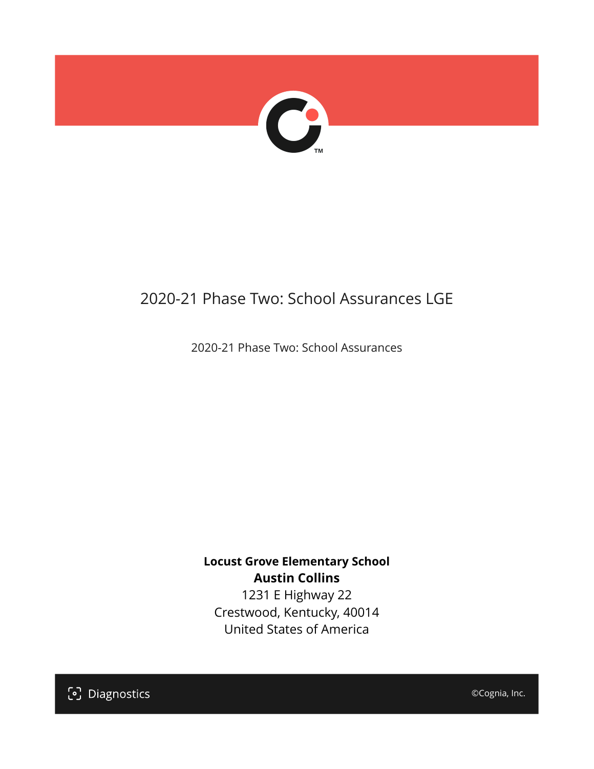# 2020-21 Phase Two: School Assurances LGE

2020-21 Phase Two: School Assurances

**Locust Grove Elementary School**
**Austin Collins**
1231 E Highway 22
Crestwood, Kentucky, 40014
United States of America

Diagnostics

©Cognia, Inc.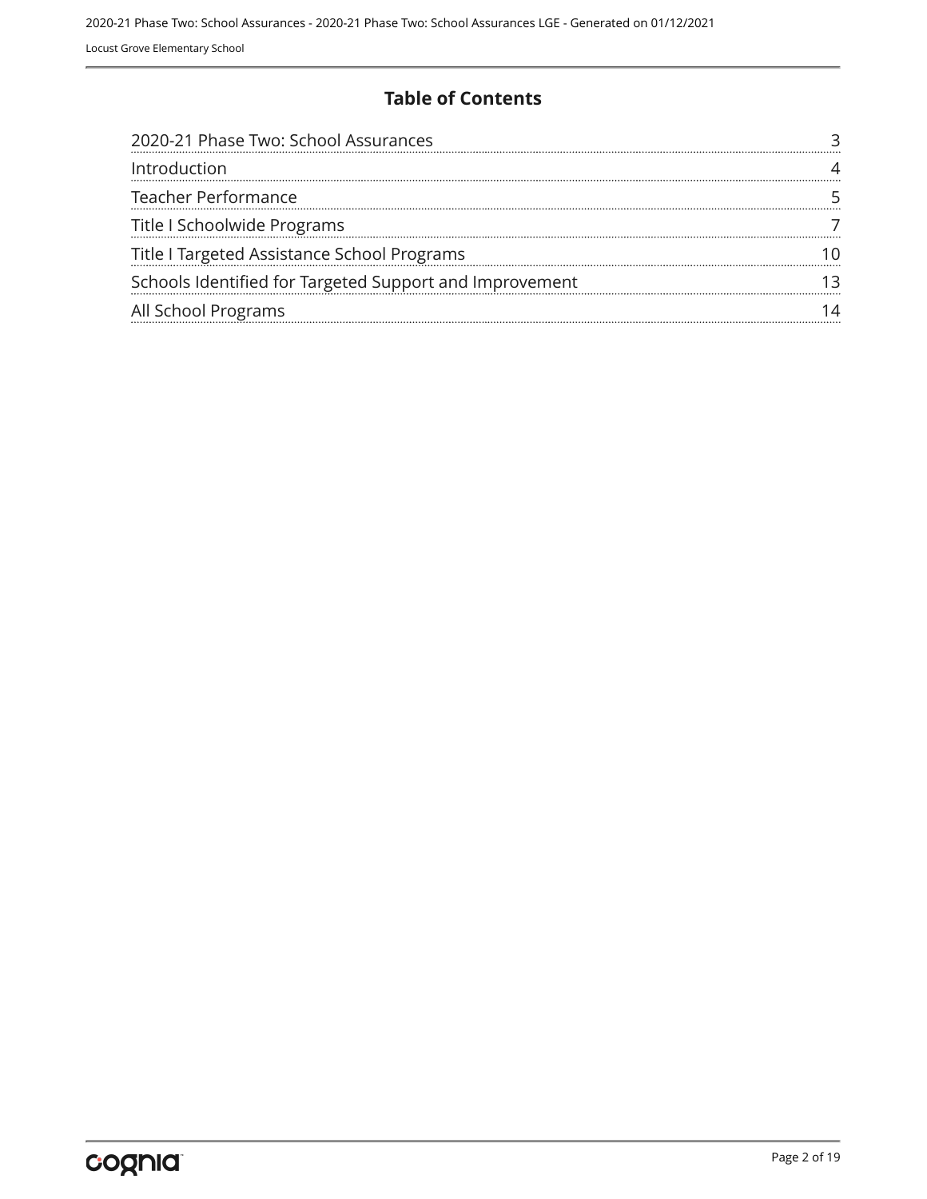# Table of Contents

| | |
|---|---|
| 2020-21 Phase Two: School Assurances | 3 |
| Introduction | 4 |
| Teacher Performance | 5 |
| Title I Schoolwide Programs | 7 |
| Title I Targeted Assistance School Programs | 10 |
| Schools Identified for Targeted Support and Improvement | 13 |
| All School Programs | 14 |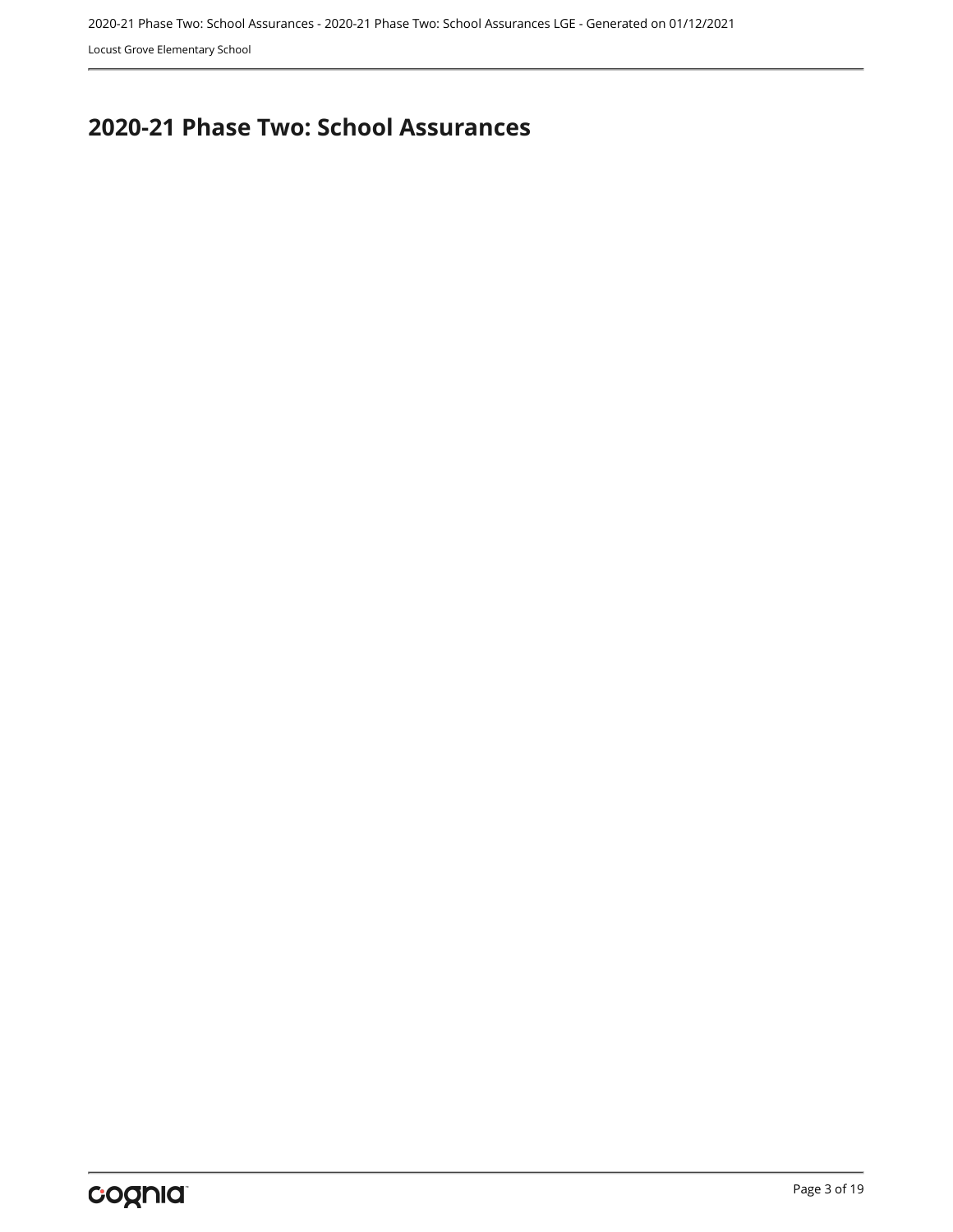# 2020-21 Phase Two: School Assurances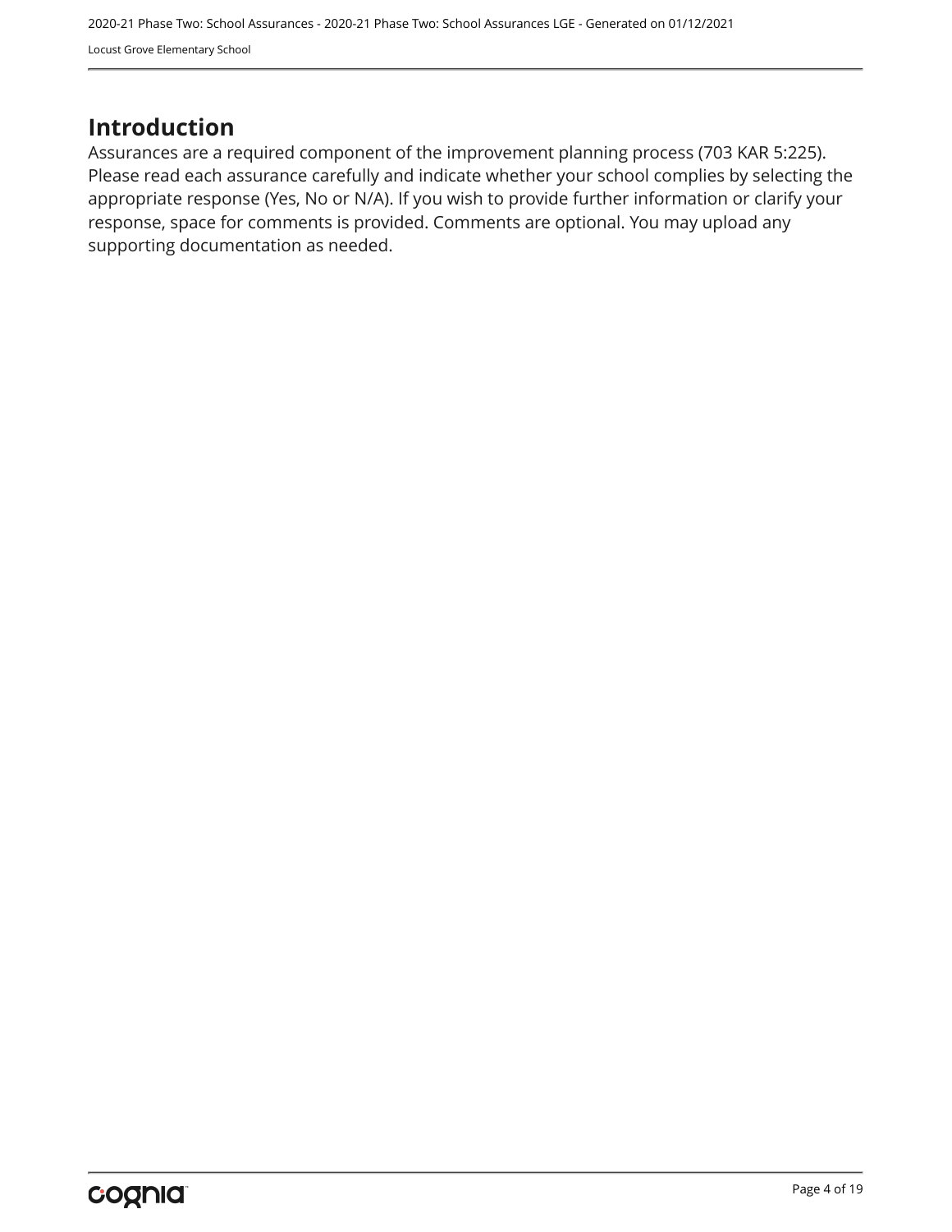# Introduction

Assurances are a required component of the improvement planning process (703 KAR 5:225). Please read each assurance carefully and indicate whether your school complies by selecting the appropriate response (Yes, No or N/A). If you wish to provide further information or clarify your response, space for comments is provided. Comments are optional. You may upload any supporting documentation as needed.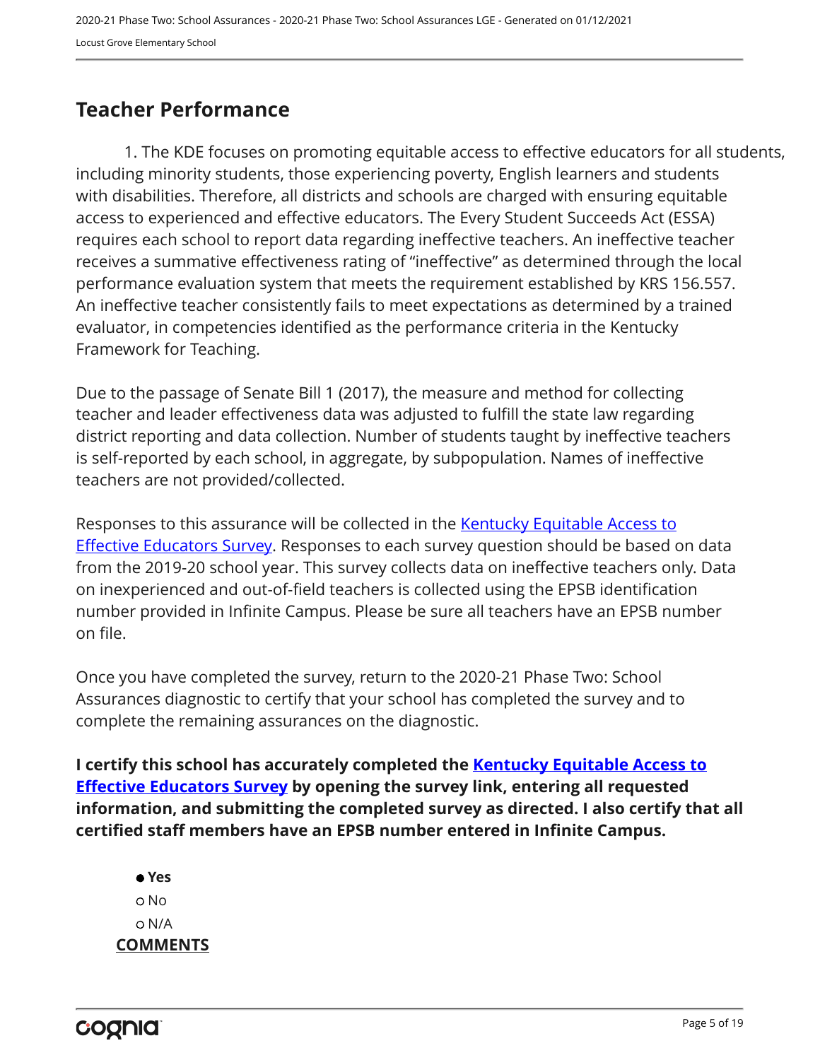## Teacher Performance

1. The KDE focuses on promoting equitable access to effective educators for all students, including minority students, those experiencing poverty, English learners and students with disabilities. Therefore, all districts and schools are charged with ensuring equitable access to experienced and effective educators. The Every Student Succeeds Act (ESSA) requires each school to report data regarding ineffective teachers. An ineffective teacher receives a summative effectiveness rating of "ineffective" as determined through the local performance evaluation system that meets the requirement established by KRS 156.557. An ineffective teacher consistently fails to meet expectations as determined by a trained evaluator, in competencies identified as the performance criteria in the Kentucky Framework for Teaching.

Due to the passage of Senate Bill 1 (2017), the measure and method for collecting teacher and leader effectiveness data was adjusted to fulfill the state law regarding district reporting and data collection. Number of students taught by ineffective teachers is self-reported by each school, in aggregate, by subpopulation. Names of ineffective teachers are not provided/collected.

Responses to this assurance will be collected in the Kentucky Equitable Access to Effective Educators Survey. Responses to each survey question should be based on data from the 2019-20 school year. This survey collects data on ineffective teachers only. Data on inexperienced and out-of-field teachers is collected using the EPSB identification number provided in Infinite Campus. Please be sure all teachers have an EPSB number on file.

Once you have completed the survey, return to the 2020-21 Phase Two: School Assurances diagnostic to certify that your school has completed the survey and to complete the remaining assurances on the diagnostic.

**I certify this school has accurately completed the Kentucky Equitable Access to Effective Educators Survey by opening the survey link, entering all requested information, and submitting the completed survey as directed. I also certify that all certified staff members have an EPSB number entered in Infinite Campus.**

- ● **Yes**
- ○ No
- ○ N/A

**COMMENTS**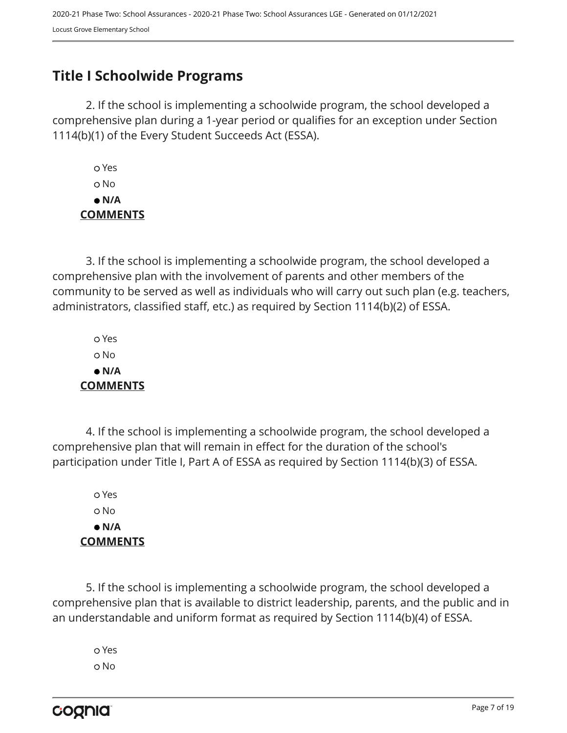## Title I Schoolwide Programs

2. If the school is implementing a schoolwide program, the school developed a comprehensive plan during a 1-year period or qualifies for an exception under Section 1114(b)(1) of the Every Student Succeeds Act (ESSA).

- ○ Yes
- ○ No
- ● **N/A**

**COMMENTS**

3. If the school is implementing a schoolwide program, the school developed a comprehensive plan with the involvement of parents and other members of the community to be served as well as individuals who will carry out such plan (e.g. teachers, administrators, classified staff, etc.) as required by Section 1114(b)(2) of ESSA.

- ○ Yes
- ○ No
- ● **N/A**

**COMMENTS**

4. If the school is implementing a schoolwide program, the school developed a comprehensive plan that will remain in effect for the duration of the school's participation under Title I, Part A of ESSA as required by Section 1114(b)(3) of ESSA.

- ○ Yes
- ○ No
- ● **N/A**

**COMMENTS**

5. If the school is implementing a schoolwide program, the school developed a comprehensive plan that is available to district leadership, parents, and the public and in an understandable and uniform format as required by Section 1114(b)(4) of ESSA.

- ○ Yes
- ○ No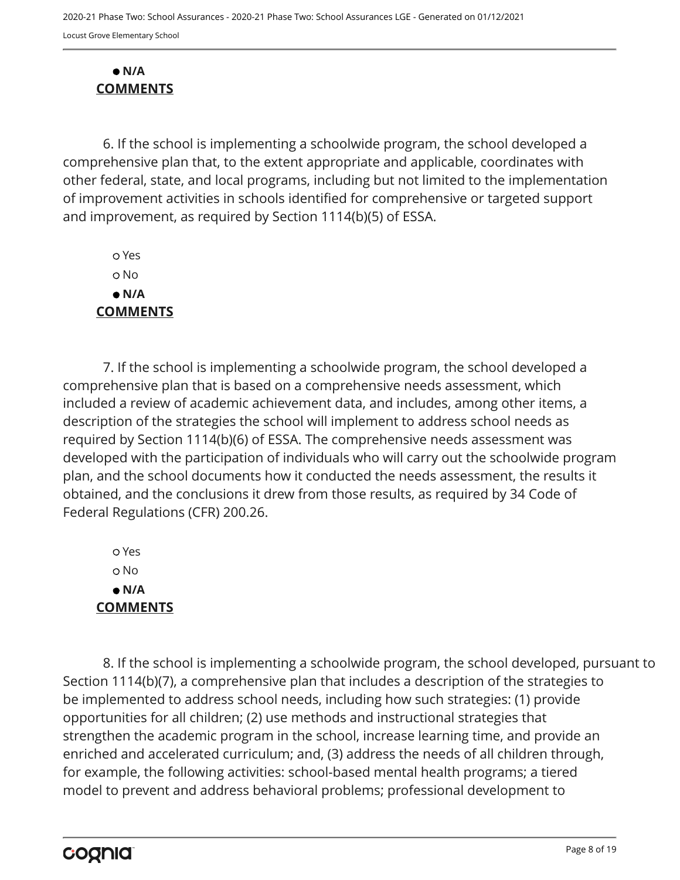- **N/A**

**COMMENTS**

6. If the school is implementing a schoolwide program, the school developed a comprehensive plan that, to the extent appropriate and applicable, coordinates with other federal, state, and local programs, including but not limited to the implementation of improvement activities in schools identified for comprehensive or targeted support and improvement, as required by Section 1114(b)(5) of ESSA.

- Yes
- No
- **N/A**

**COMMENTS**

7. If the school is implementing a schoolwide program, the school developed a comprehensive plan that is based on a comprehensive needs assessment, which included a review of academic achievement data, and includes, among other items, a description of the strategies the school will implement to address school needs as required by Section 1114(b)(6) of ESSA. The comprehensive needs assessment was developed with the participation of individuals who will carry out the schoolwide program plan, and the school documents how it conducted the needs assessment, the results it obtained, and the conclusions it drew from those results, as required by 34 Code of Federal Regulations (CFR) 200.26.

- Yes
- No
- **N/A**

**COMMENTS**

8. If the school is implementing a schoolwide program, the school developed, pursuant to Section 1114(b)(7), a comprehensive plan that includes a description of the strategies to be implemented to address school needs, including how such strategies: (1) provide opportunities for all children; (2) use methods and instructional strategies that strengthen the academic program in the school, increase learning time, and provide an enriched and accelerated curriculum; and, (3) address the needs of all children through, for example, the following activities: school-based mental health programs; a tiered model to prevent and address behavioral problems; professional development to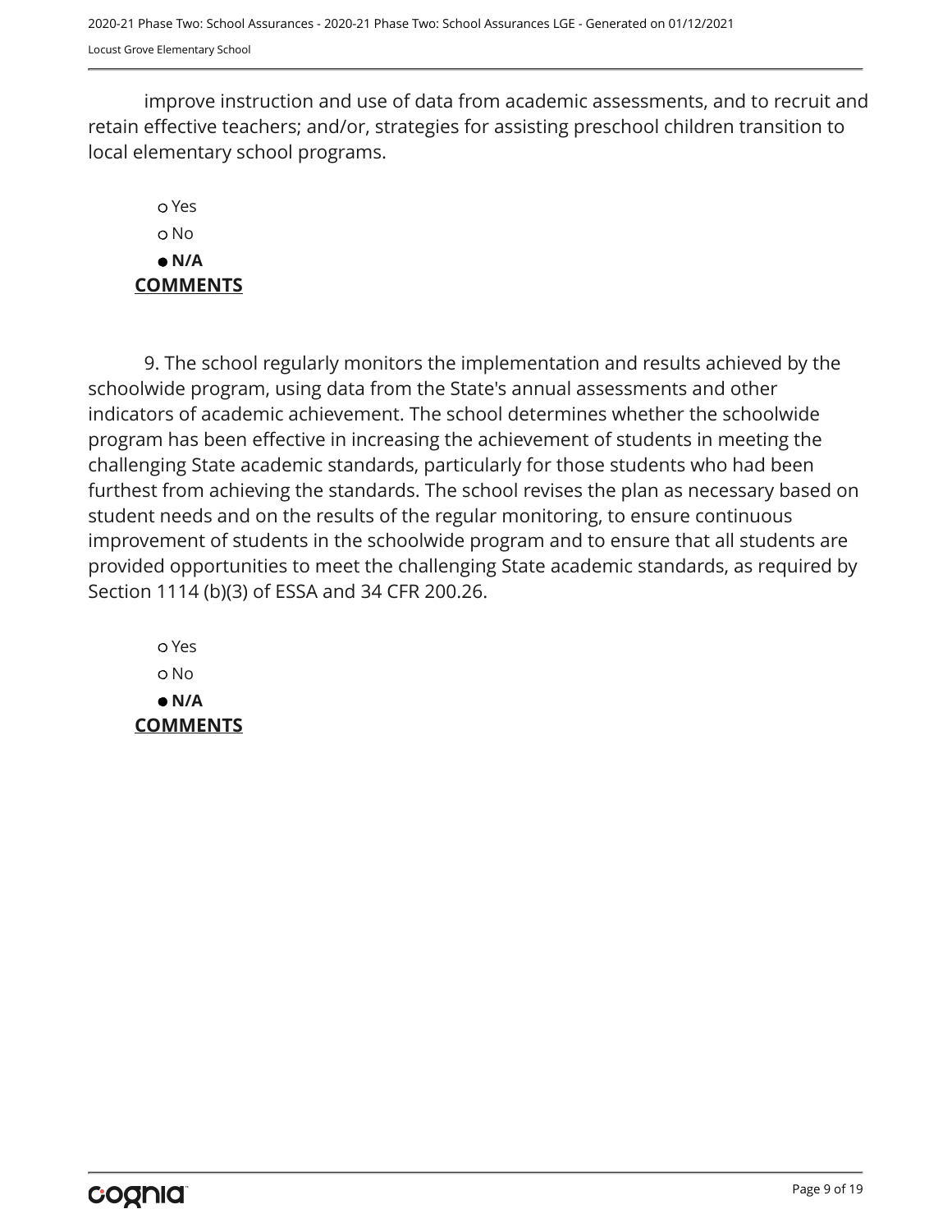improve instruction and use of data from academic assessments, and to recruit and retain effective teachers; and/or, strategies for assisting preschool children transition to local elementary school programs.

- ○ Yes
- ○ No
- ● **N/A**

**COMMENTS**

9. The school regularly monitors the implementation and results achieved by the schoolwide program, using data from the State's annual assessments and other indicators of academic achievement. The school determines whether the schoolwide program has been effective in increasing the achievement of students in meeting the challenging State academic standards, particularly for those students who had been furthest from achieving the standards. The school revises the plan as necessary based on student needs and on the results of the regular monitoring, to ensure continuous improvement of students in the schoolwide program and to ensure that all students are provided opportunities to meet the challenging State academic standards, as required by Section 1114 (b)(3) of ESSA and 34 CFR 200.26.

- ○ Yes
- ○ No
- ● **N/A**

**COMMENTS**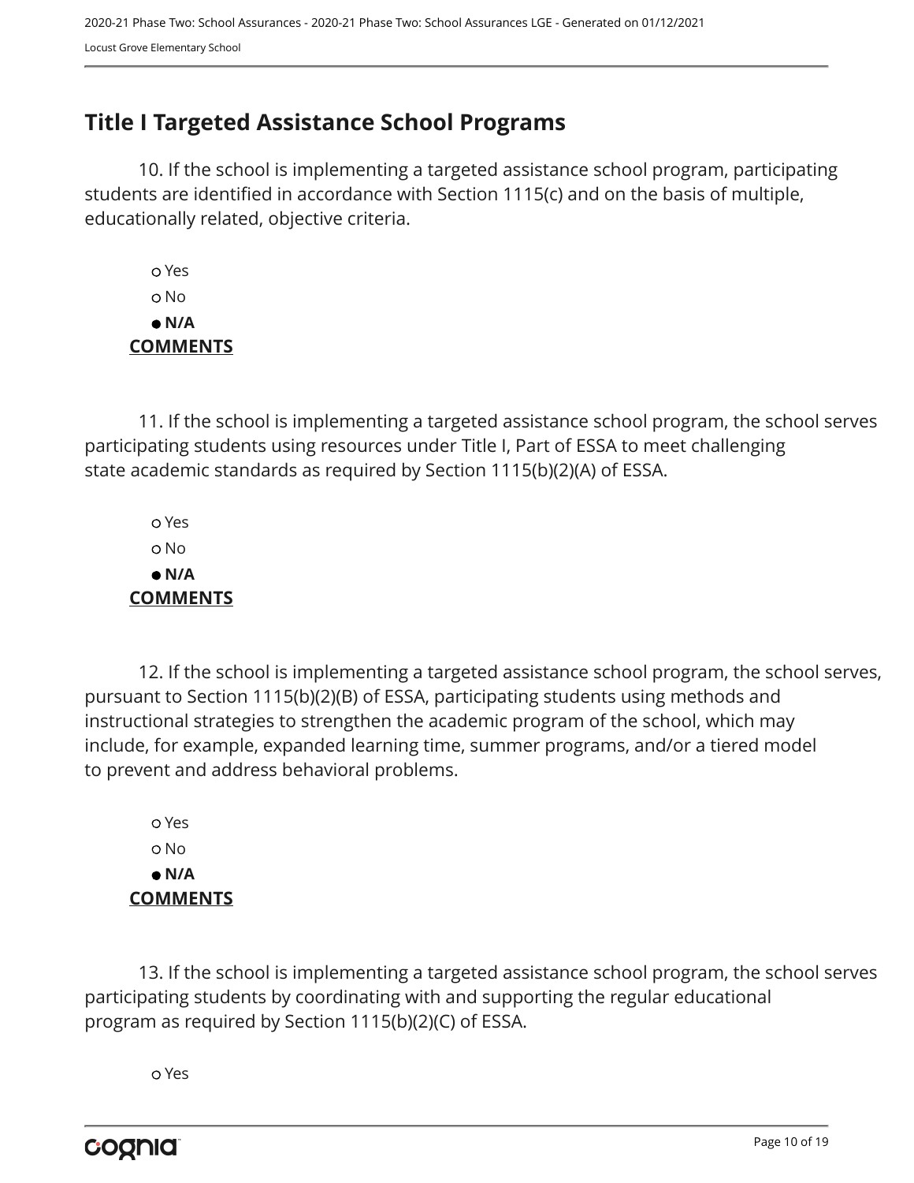## Title I Targeted Assistance School Programs

10. If the school is implementing a targeted assistance school program, participating students are identified in accordance with Section 1115(c) and on the basis of multiple, educationally related, objective criteria.

- ○ Yes
- ○ No
- ● **N/A**

**COMMENTS**

11. If the school is implementing a targeted assistance school program, the school serves participating students using resources under Title I, Part of ESSA to meet challenging state academic standards as required by Section 1115(b)(2)(A) of ESSA.

- ○ Yes
- ○ No
- ● **N/A**

**COMMENTS**

12. If the school is implementing a targeted assistance school program, the school serves, pursuant to Section 1115(b)(2)(B) of ESSA, participating students using methods and instructional strategies to strengthen the academic program of the school, which may include, for example, expanded learning time, summer programs, and/or a tiered model to prevent and address behavioral problems.

- ○ Yes
- ○ No
- ● **N/A**

**COMMENTS**

13. If the school is implementing a targeted assistance school program, the school serves participating students by coordinating with and supporting the regular educational program as required by Section 1115(b)(2)(C) of ESSA.

- ○ Yes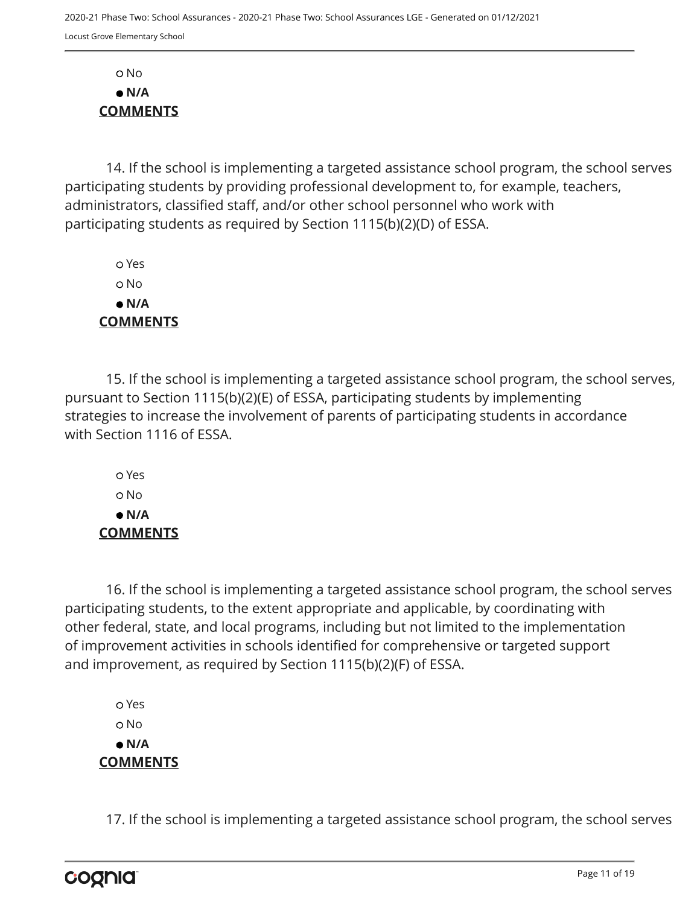○ No

● **N/A**

**COMMENTS**

14. If the school is implementing a targeted assistance school program, the school serves participating students by providing professional development to, for example, teachers, administrators, classified staff, and/or other school personnel who work with participating students as required by Section 1115(b)(2)(D) of ESSA.

○ Yes

○ No

● **N/A**

**COMMENTS**

15. If the school is implementing a targeted assistance school program, the school serves, pursuant to Section 1115(b)(2)(E) of ESSA, participating students by implementing strategies to increase the involvement of parents of participating students in accordance with Section 1116 of ESSA.

○ Yes

○ No

● **N/A**

**COMMENTS**

16. If the school is implementing a targeted assistance school program, the school serves participating students, to the extent appropriate and applicable, by coordinating with other federal, state, and local programs, including but not limited to the implementation of improvement activities in schools identified for comprehensive or targeted support and improvement, as required by Section 1115(b)(2)(F) of ESSA.

○ Yes

○ No

● **N/A**

**COMMENTS**

17. If the school is implementing a targeted assistance school program, the school serves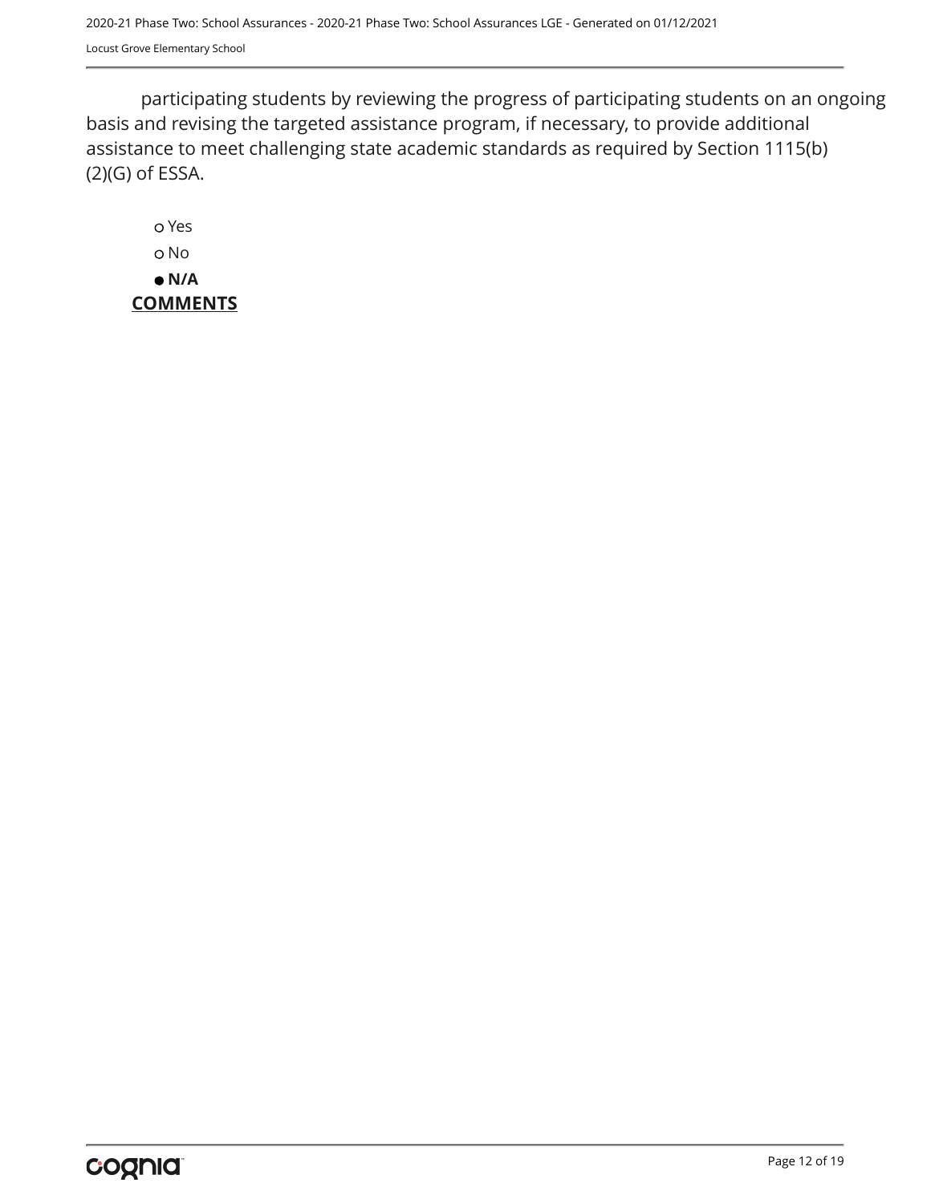participating students by reviewing the progress of participating students on an ongoing basis and revising the targeted assistance program, if necessary, to provide additional assistance to meet challenging state academic standards as required by Section 1115(b)(2)(G) of ESSA.

- ○ Yes
- ○ No
- ● **N/A**

**COMMENTS**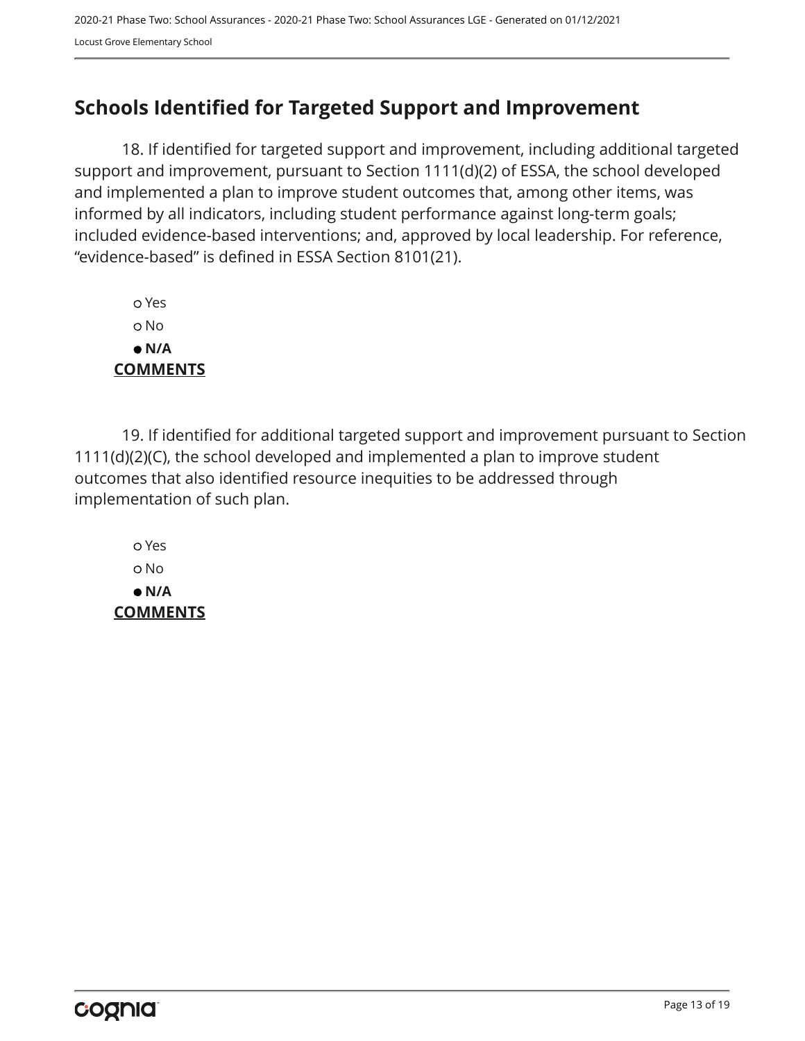## Schools Identified for Targeted Support and Improvement

18. If identified for targeted support and improvement, including additional targeted support and improvement, pursuant to Section 1111(d)(2) of ESSA, the school developed and implemented a plan to improve student outcomes that, among other items, was informed by all indicators, including student performance against long-term goals; included evidence-based interventions; and, approved by local leadership. For reference, “evidence-based” is defined in ESSA Section 8101(21).

- ○ Yes
- ○ No
- ● **N/A**

**COMMENTS**

19. If identified for additional targeted support and improvement pursuant to Section 1111(d)(2)(C), the school developed and implemented a plan to improve student outcomes that also identified resource inequities to be addressed through implementation of such plan.

- ○ Yes
- ○ No
- ● **N/A**

**COMMENTS**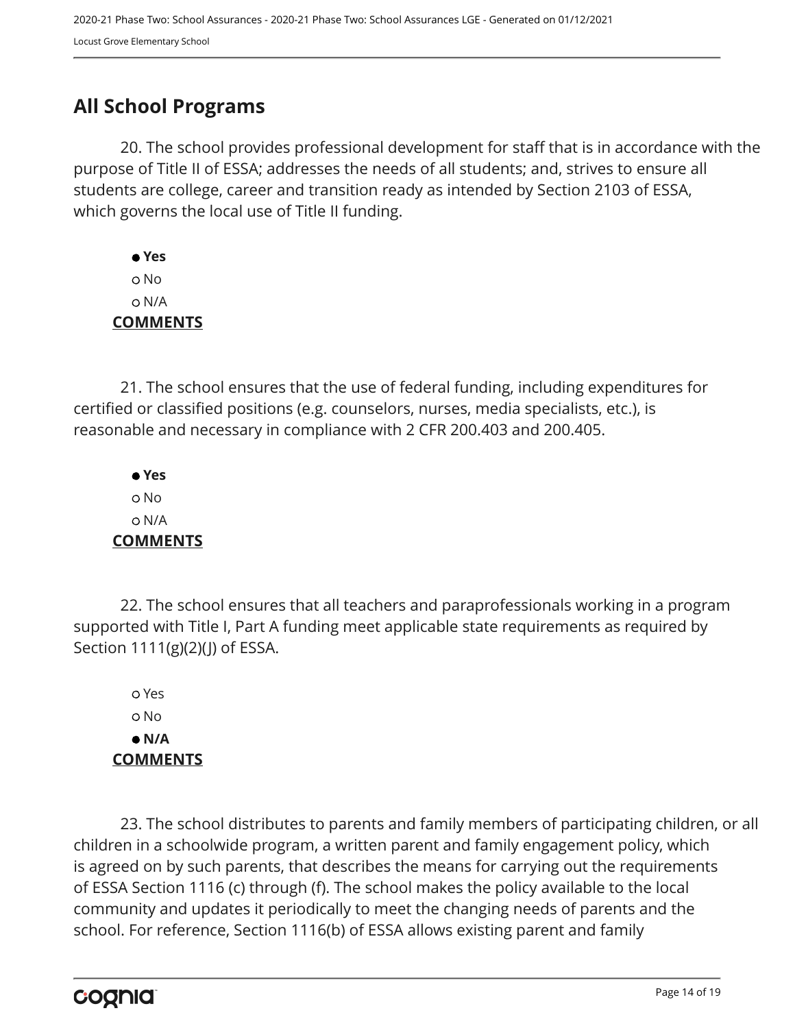## All School Programs

20. The school provides professional development for staff that is in accordance with the purpose of Title II of ESSA; addresses the needs of all students; and, strives to ensure all students are college, career and transition ready as intended by Section 2103 of ESSA, which governs the local use of Title II funding.

- ● **Yes**
- ○ No
- ○ N/A

**COMMENTS**

21. The school ensures that the use of federal funding, including expenditures for certified or classified positions (e.g. counselors, nurses, media specialists, etc.), is reasonable and necessary in compliance with 2 CFR 200.403 and 200.405.

- ● **Yes**
- ○ No
- ○ N/A

**COMMENTS**

22. The school ensures that all teachers and paraprofessionals working in a program supported with Title I, Part A funding meet applicable state requirements as required by Section 1111(g)(2)(J) of ESSA.

- ○ Yes
- ○ No
- ● **N/A**

**COMMENTS**

23. The school distributes to parents and family members of participating children, or all children in a schoolwide program, a written parent and family engagement policy, which is agreed on by such parents, that describes the means for carrying out the requirements of ESSA Section 1116 (c) through (f). The school makes the policy available to the local community and updates it periodically to meet the changing needs of parents and the school. For reference, Section 1116(b) of ESSA allows existing parent and family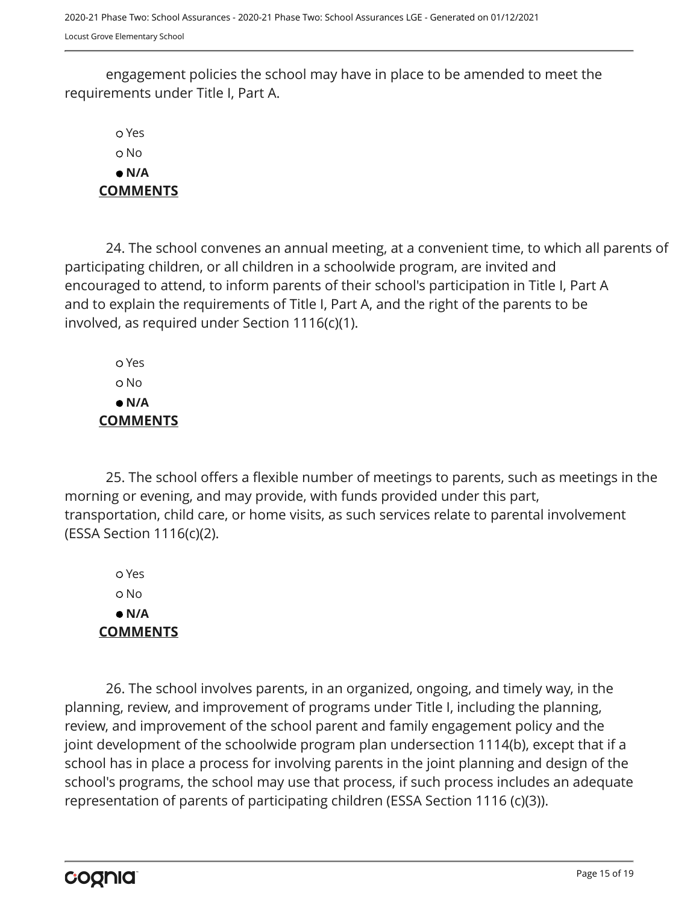engagement policies the school may have in place to be amended to meet the requirements under Title I, Part A.

○ Yes
○ No
● **N/A**

**COMMENTS**

24. The school convenes an annual meeting, at a convenient time, to which all parents of participating children, or all children in a schoolwide program, are invited and encouraged to attend, to inform parents of their school's participation in Title I, Part A and to explain the requirements of Title I, Part A, and the right of the parents to be involved, as required under Section 1116(c)(1).

○ Yes
○ No
● **N/A**

**COMMENTS**

25. The school offers a flexible number of meetings to parents, such as meetings in the morning or evening, and may provide, with funds provided under this part, transportation, child care, or home visits, as such services relate to parental involvement (ESSA Section 1116(c)(2).

○ Yes
○ No
● **N/A**

**COMMENTS**

26. The school involves parents, in an organized, ongoing, and timely way, in the planning, review, and improvement of programs under Title I, including the planning, review, and improvement of the school parent and family engagement policy and the joint development of the schoolwide program plan undersection 1114(b), except that if a school has in place a process for involving parents in the joint planning and design of the school's programs, the school may use that process, if such process includes an adequate representation of parents of participating children (ESSA Section 1116 (c)(3)).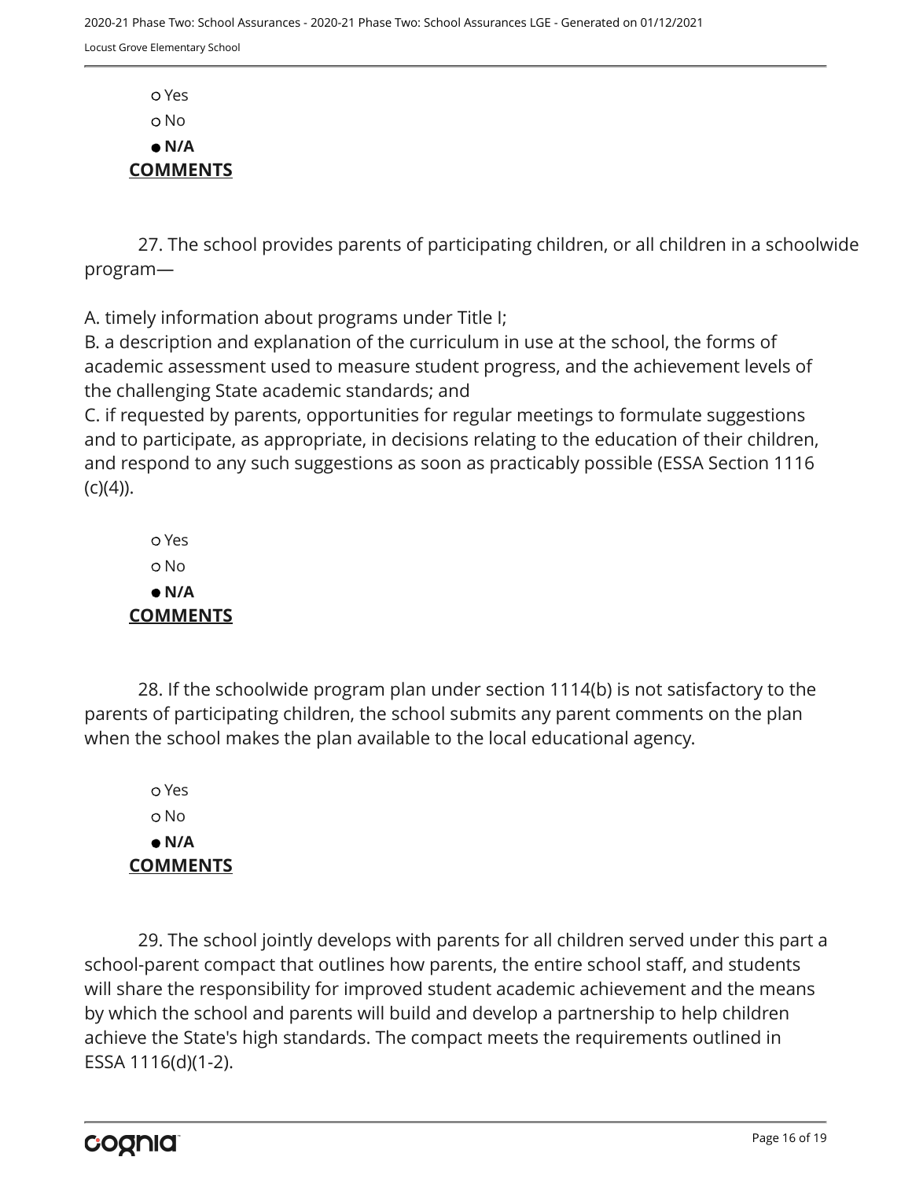○ Yes

○ No

● **N/A**

**COMMENTS**

27. The school provides parents of participating children, or all children in a schoolwide program—

A. timely information about programs under Title I;
B. a description and explanation of the curriculum in use at the school, the forms of academic assessment used to measure student progress, and the achievement levels of the challenging State academic standards; and
C. if requested by parents, opportunities for regular meetings to formulate suggestions and to participate, as appropriate, in decisions relating to the education of their children, and respond to any such suggestions as soon as practicably possible (ESSA Section 1116 (c)(4)).

○ Yes

○ No

● **N/A**

**COMMENTS**

28. If the schoolwide program plan under section 1114(b) is not satisfactory to the parents of participating children, the school submits any parent comments on the plan when the school makes the plan available to the local educational agency.

○ Yes

○ No

● **N/A**

**COMMENTS**

29. The school jointly develops with parents for all children served under this part a school-parent compact that outlines how parents, the entire school staff, and students will share the responsibility for improved student academic achievement and the means by which the school and parents will build and develop a partnership to help children achieve the State's high standards. The compact meets the requirements outlined in ESSA 1116(d)(1-2).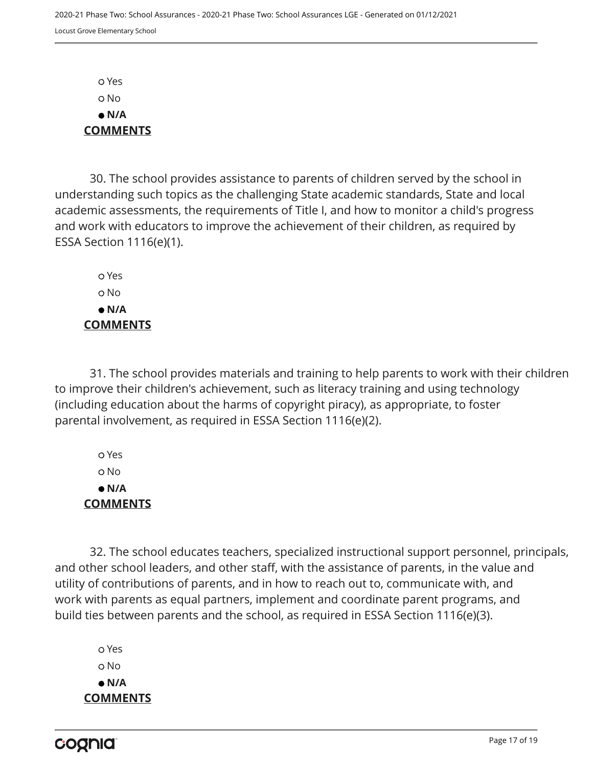- ○ Yes
- ○ No
- ● **N/A**

**COMMENTS**

30. The school provides assistance to parents of children served by the school in understanding such topics as the challenging State academic standards, State and local academic assessments, the requirements of Title I, and how to monitor a child's progress and work with educators to improve the achievement of their children, as required by ESSA Section 1116(e)(1).

- ○ Yes
- ○ No
- ● **N/A**

**COMMENTS**

31. The school provides materials and training to help parents to work with their children to improve their children's achievement, such as literacy training and using technology (including education about the harms of copyright piracy), as appropriate, to foster parental involvement, as required in ESSA Section 1116(e)(2).

- ○ Yes
- ○ No
- ● **N/A**

**COMMENTS**

32. The school educates teachers, specialized instructional support personnel, principals, and other school leaders, and other staff, with the assistance of parents, in the value and utility of contributions of parents, and in how to reach out to, communicate with, and work with parents as equal partners, implement and coordinate parent programs, and build ties between parents and the school, as required in ESSA Section 1116(e)(3).

- ○ Yes
- ○ No
- ● **N/A**

**COMMENTS**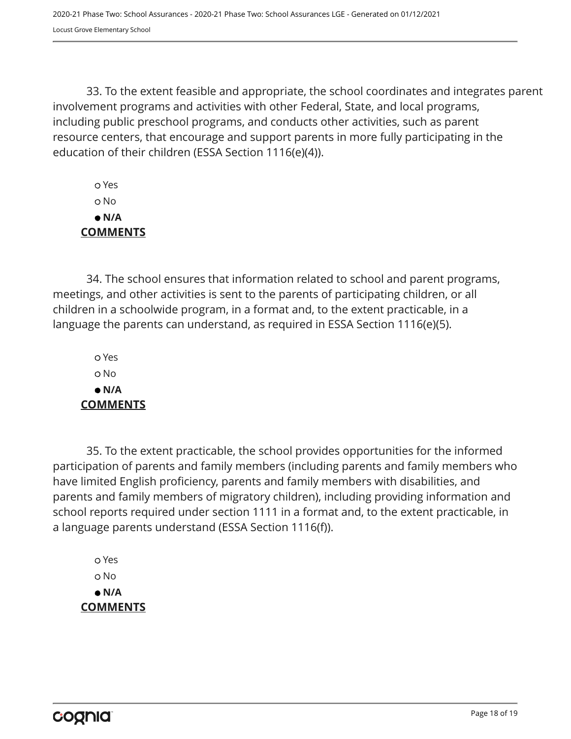33. To the extent feasible and appropriate, the school coordinates and integrates parent involvement programs and activities with other Federal, State, and local programs, including public preschool programs, and conducts other activities, such as parent resource centers, that encourage and support parents in more fully participating in the education of their children (ESSA Section 1116(e)(4)).

○ Yes
○ No
● **N/A**

**COMMENTS**

34. The school ensures that information related to school and parent programs, meetings, and other activities is sent to the parents of participating children, or all children in a schoolwide program, in a format and, to the extent practicable, in a language the parents can understand, as required in ESSA Section 1116(e)(5).

○ Yes
○ No
● **N/A**

**COMMENTS**

35. To the extent practicable, the school provides opportunities for the informed participation of parents and family members (including parents and family members who have limited English proficiency, parents and family members with disabilities, and parents and family members of migratory children), including providing information and school reports required under section 1111 in a format and, to the extent practicable, in a language parents understand (ESSA Section 1116(f)).

○ Yes
○ No
● **N/A**

**COMMENTS**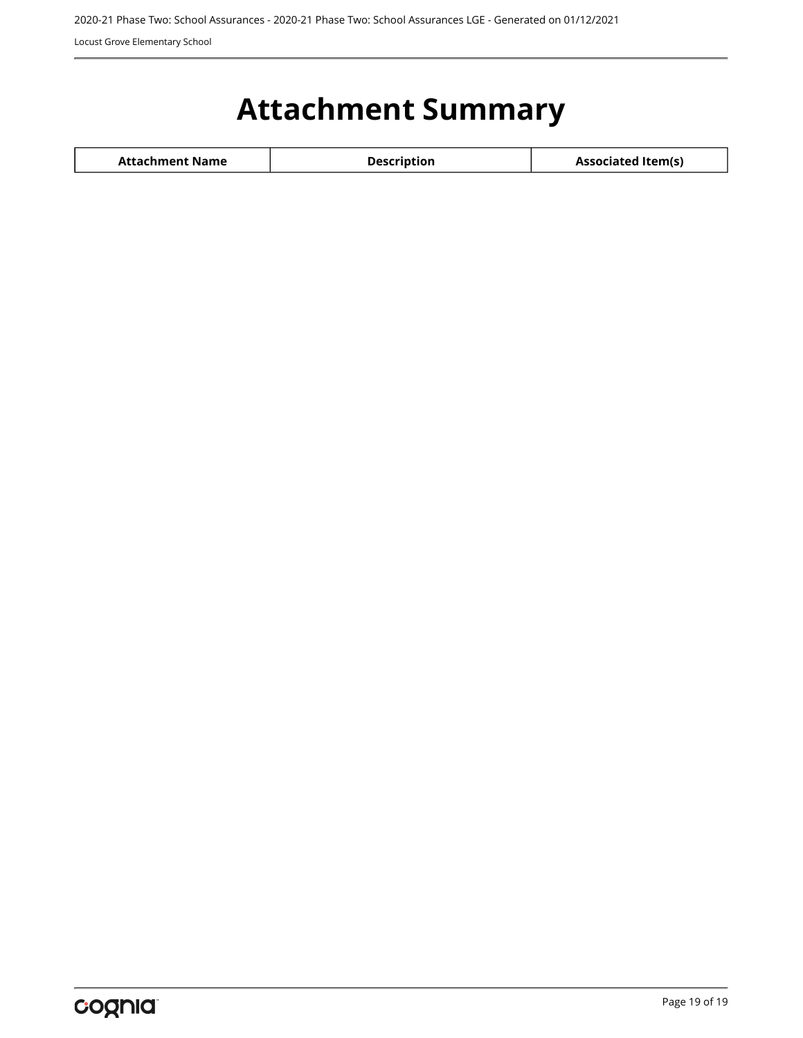# Attachment Summary

| Attachment Name | Description | Associated Item(s) |
| --- | --- | --- |